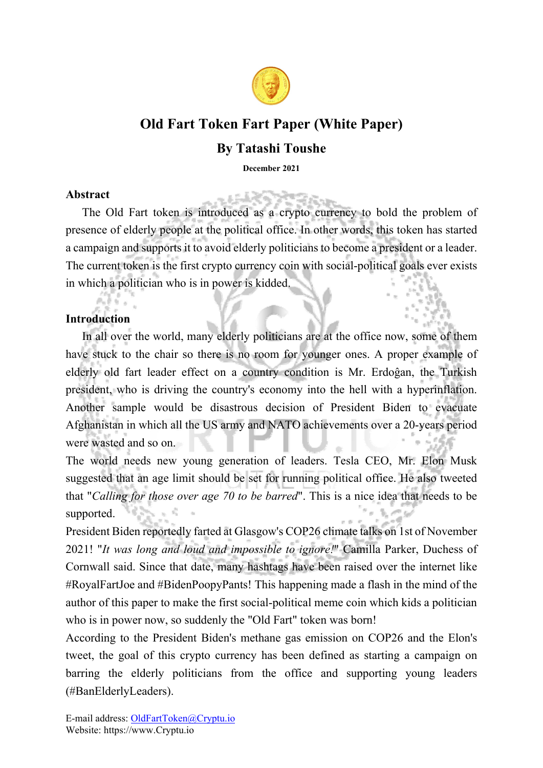# Old Fart Token Fart Paper (White Paper)

## By Tatashi Toushe

**December 2021**

### Abstract

The Old Fart token is introduced as a crypto currency to bold the problem of presence of elderly people at the political office. In other words, this token has started a campaign and supports it to avoid elderly politicians to become a president or a leader. The current token is the first crypto currency coin with social-political goals ever exists in which a politician who is in power is kidded.

### Introduction

In all over the world, many elderly politicians are at the office now, some of them have stuck to the chair so there is no room for younger ones. A proper example of elderly old fart leader effect on a country condition is Mr. Erdoĝan, the Turkish president, who is driving the country's economy into the hell with a hyperinflation. Another sample would be disastrous decision of President Biden to evacuate Afghanistan in which all the US army and NATO achievements over a 20-years period were wasted and so on.

The world needs new young generation of leaders. Tesla CEO, Mr. Elon Musk suggested that an age limit should be set for running political office. He also tweeted that "*Calling for those over age 70 to be barred*". This is a nice idea that needs to be supported.

President Biden reportedly farted at Glasgow's COP26 climate talks on 1st of November 2021! "*It was long and loud and impossible to ignore!*" Camilla Parker, Duchess of Cornwall said. Since that date, many hashtags have been raised over the internet like #RoyalFartJoe and #BidenPoopyPants! This happening made a flash in the mind of the author of this paper to make the first social-political meme coin which kids a politician who is in power now, so suddenly the "Old Fart" token was born!

According to the President Biden's methane gas emission on COP26 and the Elon's tweet, the goal of this crypto currency has been defined as starting a campaign on barring the elderly politicians from the office and supporting young leaders (#BanElderlyLeaders).

E-mail address: OldFartToken@Cryptu.io
Website: https://www.Cryptu.io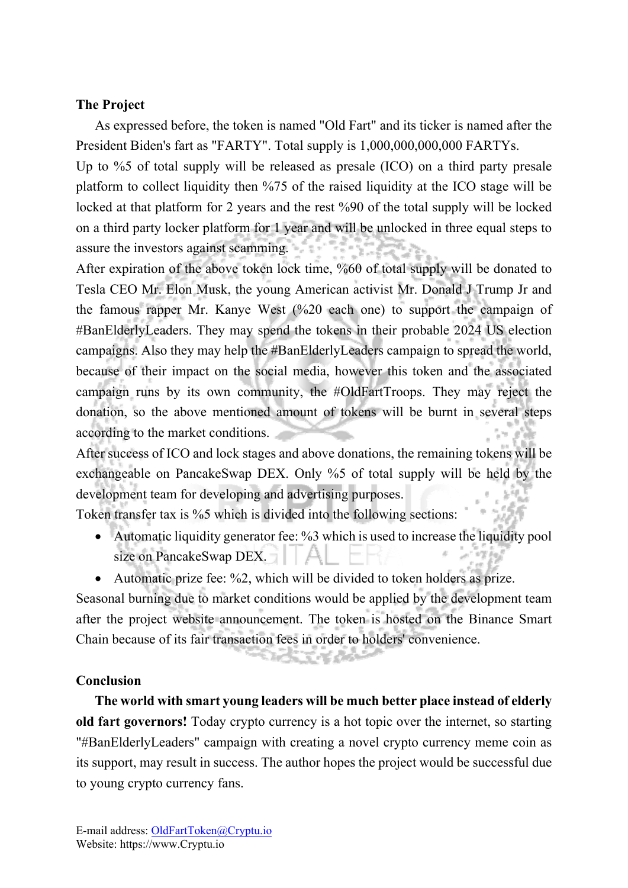**The Project**

As expressed before, the token is named "Old Fart" and its ticker is named after the President Biden's fart as "FARTY". Total supply is 1,000,000,000,000 FARTYs.

Up to %5 of total supply will be released as presale (ICO) on a third party presale platform to collect liquidity then %75 of the raised liquidity at the ICO stage will be locked at that platform for 2 years and the rest %90 of the total supply will be locked on a third party locker platform for 1 year and will be unlocked in three equal steps to assure the investors against scamming.

After expiration of the above token lock time, %60 of total supply will be donated to Tesla CEO Mr. Elon Musk, the young American activist Mr. Donald J Trump Jr and the famous rapper Mr. Kanye West (%20 each one) to support the campaign of #BanElderlyLeaders. They may spend the tokens in their probable 2024 US election campaigns. Also they may help the #BanElderlyLeaders campaign to spread the world, because of their impact on the social media, however this token and the associated campaign runs by its own community, the #OldFartTroops. They may reject the donation, so the above mentioned amount of tokens will be burnt in several steps according to the market conditions.

After success of ICO and lock stages and above donations, the remaining tokens will be exchangeable on PancakeSwap DEX. Only %5 of total supply will be held by the development team for developing and advertising purposes.

Token transfer tax is %5 which is divided into the following sections:

- Automatic liquidity generator fee: %3 which is used to increase the liquidity pool size on PancakeSwap DEX.
- Automatic prize fee: %2, which will be divided to token holders as prize.

Seasonal burning due to market conditions would be applied by the development team after the project website announcement. The token is hosted on the Binance Smart Chain because of its fair transaction fees in order to holders' convenience.

**Conclusion**

**The world with smart young leaders will be much better place instead of elderly old fart governors!** Today crypto currency is a hot topic over the internet, so starting "#BanElderlyLeaders" campaign with creating a novel crypto currency meme coin as its support, may result in success. The author hopes the project would be successful due to young crypto currency fans.

E-mail address: OldFartToken@Cryptu.io
Website: https://www.Cryptu.io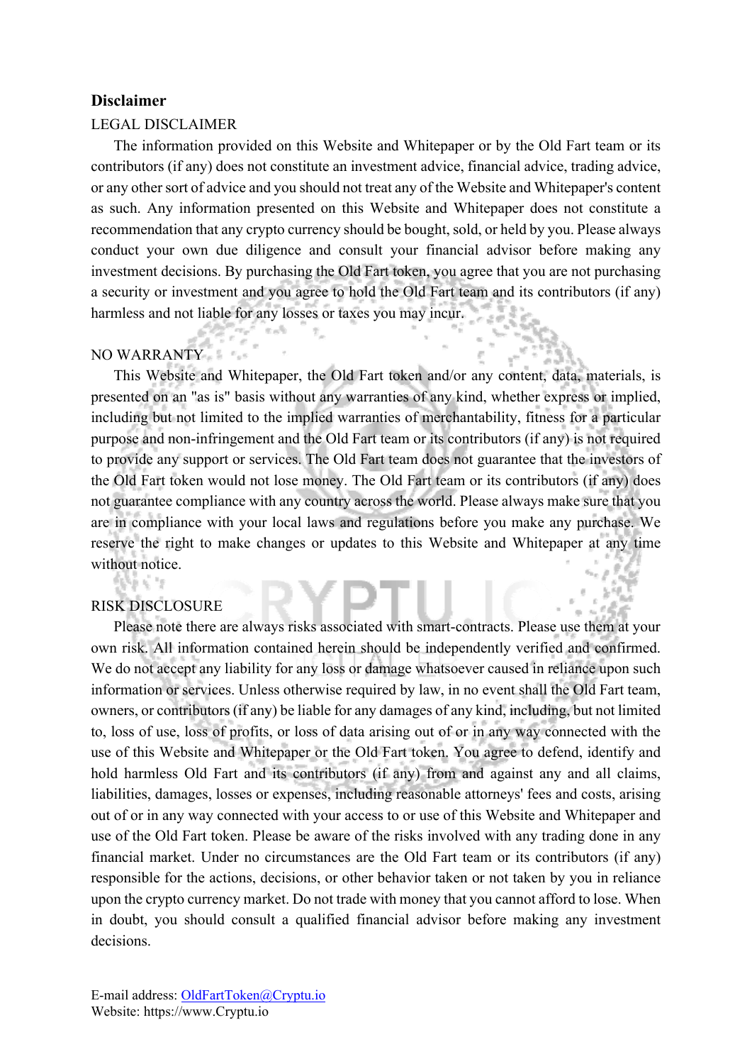## Disclaimer

LEGAL DISCLAIMER

The information provided on this Website and Whitepaper or by the Old Fart team or its contributors (if any) does not constitute an investment advice, financial advice, trading advice, or any other sort of advice and you should not treat any of the Website and Whitepaper's content as such. Any information presented on this Website and Whitepaper does not constitute a recommendation that any crypto currency should be bought, sold, or held by you. Please always conduct your own due diligence and consult your financial advisor before making any investment decisions. By purchasing the Old Fart token, you agree that you are not purchasing a security or investment and you agree to hold the Old Fart team and its contributors (if any) harmless and not liable for any losses or taxes you may incur.

NO WARRANTY

This Website and Whitepaper, the Old Fart token and/or any content, data, materials, is presented on an "as is" basis without any warranties of any kind, whether express or implied, including but not limited to the implied warranties of merchantability, fitness for a particular purpose and non-infringement and the Old Fart team or its contributors (if any) is not required to provide any support or services. The Old Fart team does not guarantee that the investors of the Old Fart token would not lose money. The Old Fart team or its contributors (if any) does not guarantee compliance with any country across the world. Please always make sure that you are in compliance with your local laws and regulations before you make any purchase. We reserve the right to make changes or updates to this Website and Whitepaper at any time without notice.

RISK DISCLOSURE

Please note there are always risks associated with smart-contracts. Please use them at your own risk. All information contained herein should be independently verified and confirmed. We do not accept any liability for any loss or damage whatsoever caused in reliance upon such information or services. Unless otherwise required by law, in no event shall the Old Fart team, owners, or contributors (if any) be liable for any damages of any kind, including, but not limited to, loss of use, loss of profits, or loss of data arising out of or in any way connected with the use of this Website and Whitepaper or the Old Fart token. You agree to defend, identify and hold harmless Old Fart and its contributors (if any) from and against any and all claims, liabilities, damages, losses or expenses, including reasonable attorneys' fees and costs, arising out of or in any way connected with your access to or use of this Website and Whitepaper and use of the Old Fart token. Please be aware of the risks involved with any trading done in any financial market. Under no circumstances are the Old Fart team or its contributors (if any) responsible for the actions, decisions, or other behavior taken or not taken by you in reliance upon the crypto currency market. Do not trade with money that you cannot afford to lose. When in doubt, you should consult a qualified financial advisor before making any investment decisions.

E-mail address: OldFartToken@Cryptu.io
Website: https://www.Cryptu.io